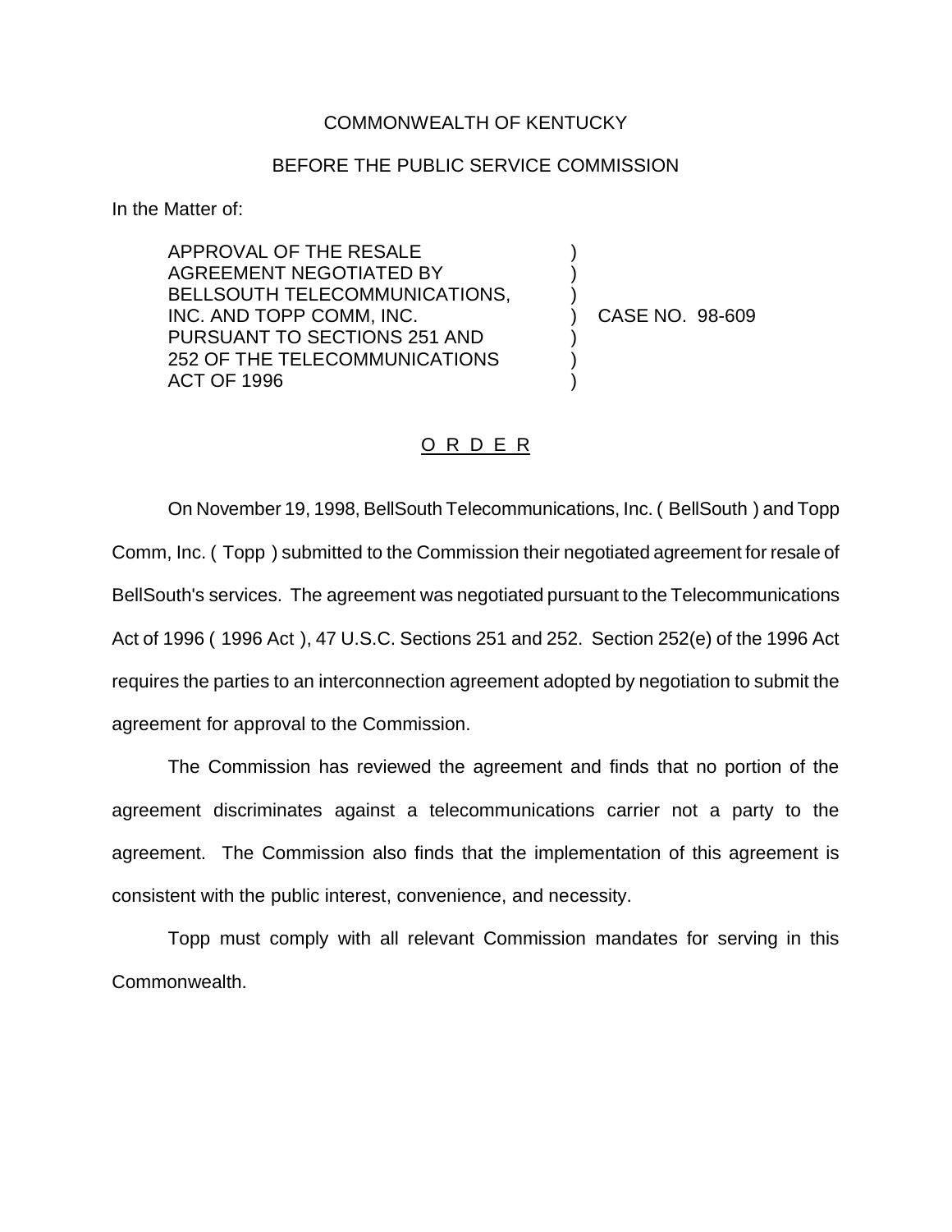COMMONWEALTH OF KENTUCKY

BEFORE THE PUBLIC SERVICE COMMISSION

In the Matter of:

APPROVAL OF THE RESALE AGREEMENT NEGOTIATED BY BELLSOUTH TELECOMMUNICATIONS, INC. AND TOPP COMM, INC. PURSUANT TO SECTIONS 251 AND 252 OF THE TELECOMMUNICATIONS ACT OF 1996 ) CASE NO. 98-609

# O R D E R

On November 19, 1998, BellSouth Telecommunications, Inc. ( BellSouth ) and Topp Comm, Inc. ( Topp ) submitted to the Commission their negotiated agreement for resale of BellSouth's services. The agreement was negotiated pursuant to the Telecommunications Act of 1996 ( 1996 Act ), 47 U.S.C. Sections 251 and 252. Section 252(e) of the 1996 Act requires the parties to an interconnection agreement adopted by negotiation to submit the agreement for approval to the Commission.

The Commission has reviewed the agreement and finds that no portion of the agreement discriminates against a telecommunications carrier not a party to the agreement. The Commission also finds that the implementation of this agreement is consistent with the public interest, convenience, and necessity.

Topp must comply with all relevant Commission mandates for serving in this Commonwealth.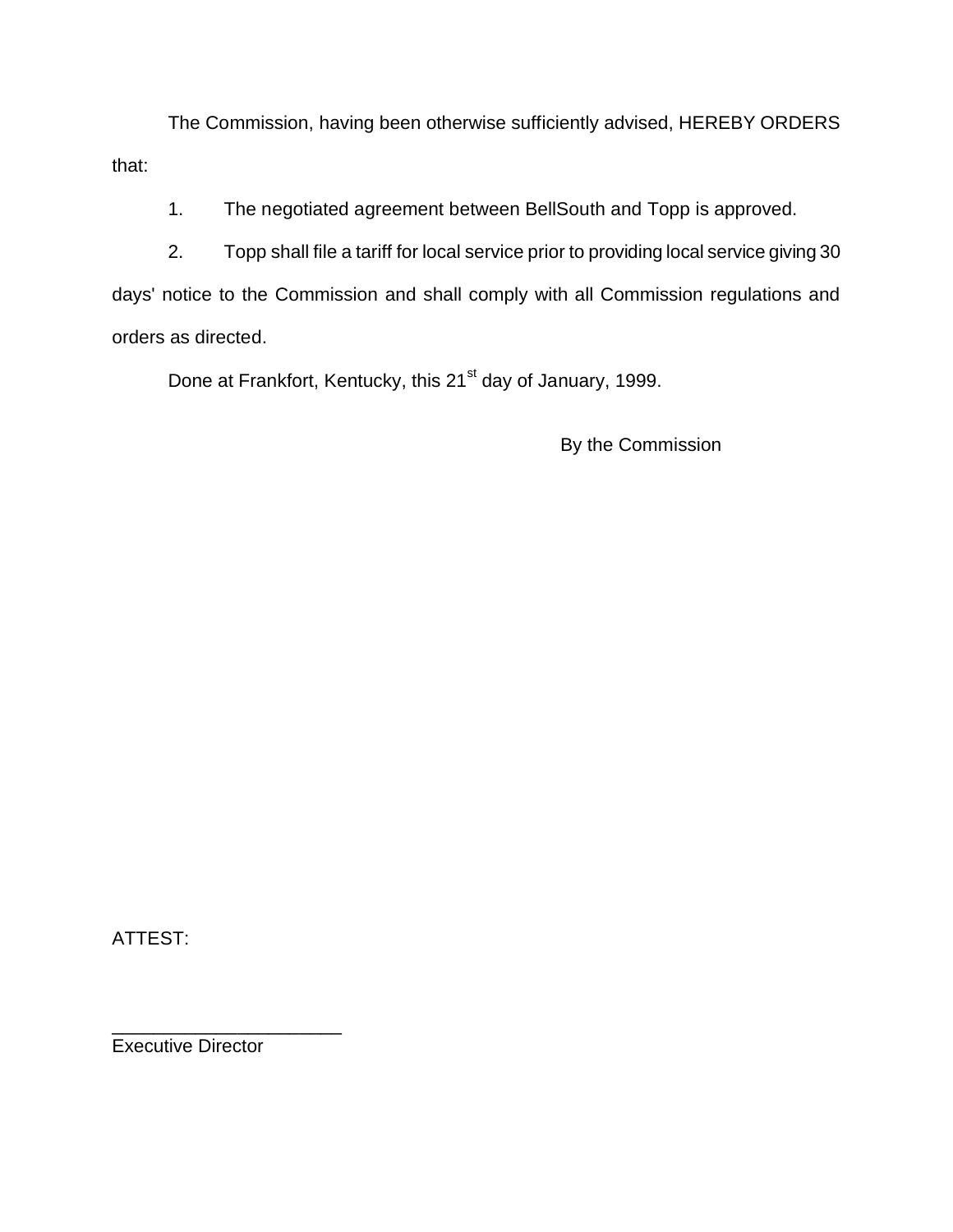The Commission, having been otherwise sufficiently advised, HEREBY ORDERS that:

1. The negotiated agreement between BellSouth and Topp is approved.

2. Topp shall file a tariff for local service prior to providing local service giving 30 days' notice to the Commission and shall comply with all Commission regulations and orders as directed.

Done at Frankfort, Kentucky, this 21st day of January, 1999.

By the Commission

ATTEST:

______________________
Executive Director